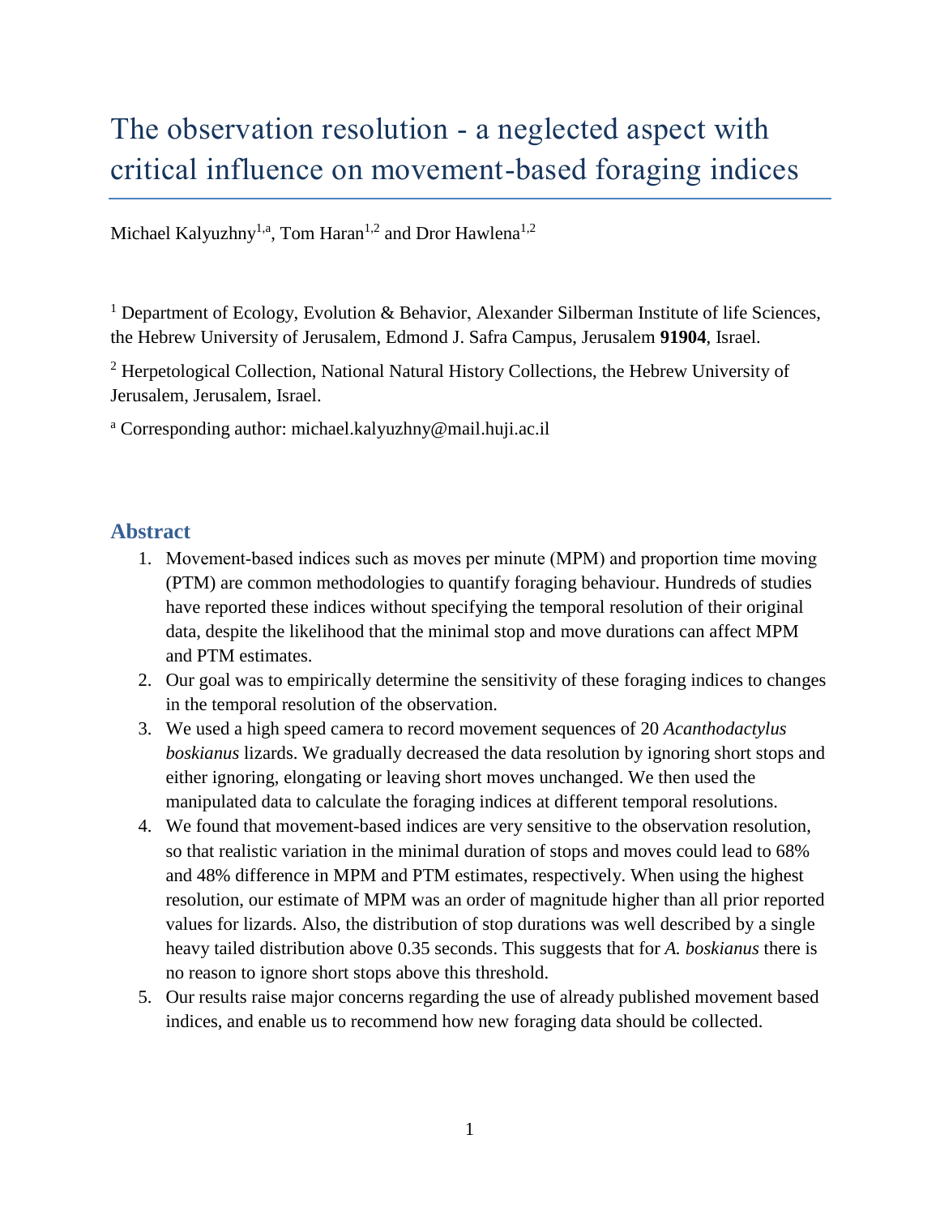# The observation resolution - a neglected aspect with critical influence on movement-based foraging indices

Michael Kalyuzhny[1,a], Tom Haran[1,2] and Dror Hawlena[1,2]

[1] Department of Ecology, Evolution & Behavior, Alexander Silberman Institute of life Sciences, the Hebrew University of Jerusalem, Edmond J. Safra Campus, Jerusalem **91904**, Israel.

[2] Herpetological Collection, National Natural History Collections, the Hebrew University of Jerusalem, Jerusalem, Israel.

[a] Corresponding author: michael.kalyuzhny@mail.huji.ac.il

## Abstract

1. Movement-based indices such as moves per minute (MPM) and proportion time moving (PTM) are common methodologies to quantify foraging behaviour. Hundreds of studies have reported these indices without specifying the temporal resolution of their original data, despite the likelihood that the minimal stop and move durations can affect MPM and PTM estimates.
2. Our goal was to empirically determine the sensitivity of these foraging indices to changes in the temporal resolution of the observation.
3. We used a high speed camera to record movement sequences of 20 *Acanthodactylus boskianus* lizards. We gradually decreased the data resolution by ignoring short stops and either ignoring, elongating or leaving short moves unchanged. We then used the manipulated data to calculate the foraging indices at different temporal resolutions.
4. We found that movement-based indices are very sensitive to the observation resolution, so that realistic variation in the minimal duration of stops and moves could lead to 68% and 48% difference in MPM and PTM estimates, respectively. When using the highest resolution, our estimate of MPM was an order of magnitude higher than all prior reported values for lizards. Also, the distribution of stop durations was well described by a single heavy tailed distribution above 0.35 seconds. This suggests that for *A. boskianus* there is no reason to ignore short stops above this threshold.
5. Our results raise major concerns regarding the use of already published movement based indices, and enable us to recommend how new foraging data should be collected.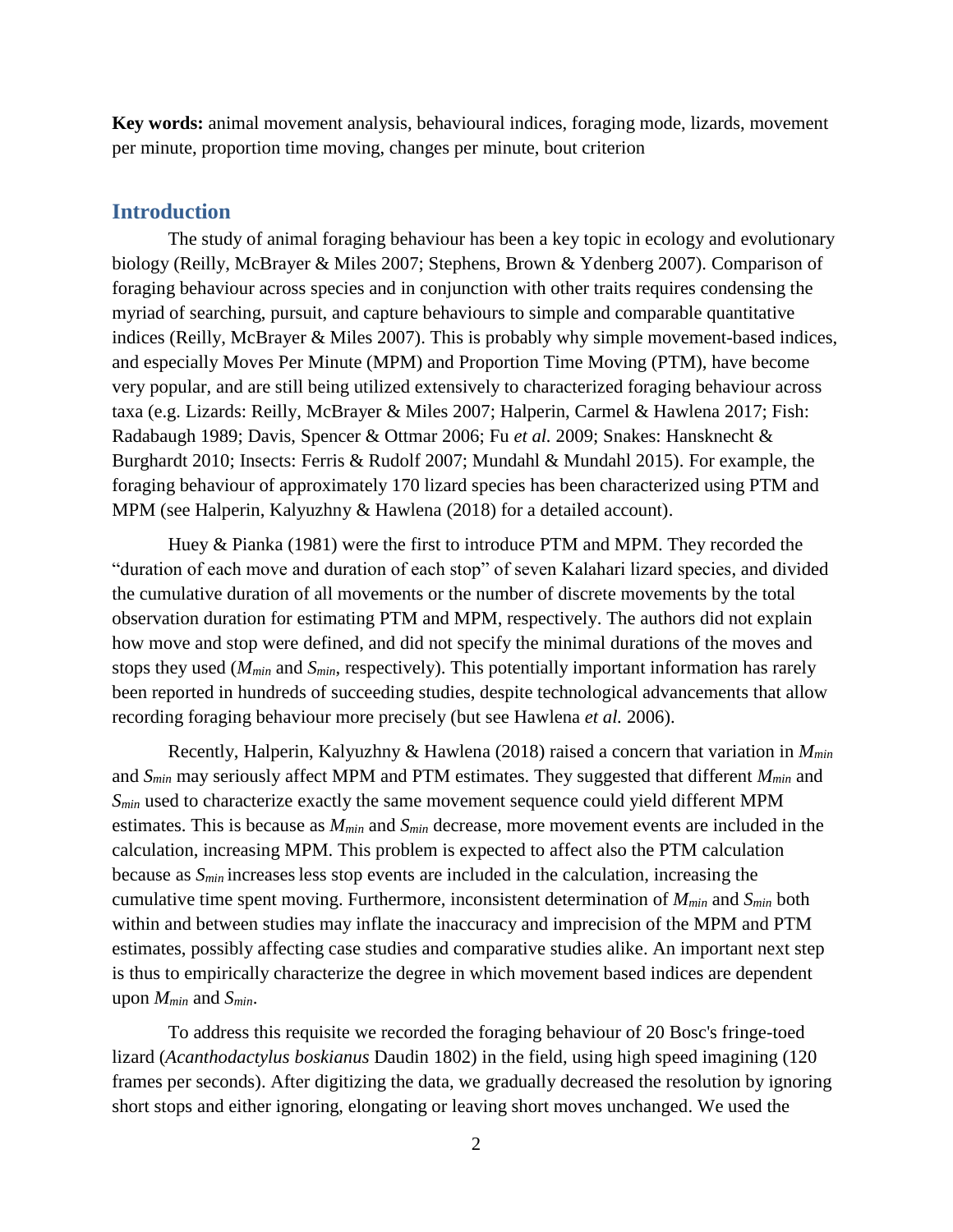**Key words:** animal movement analysis, behavioural indices, foraging mode, lizards, movement per minute, proportion time moving, changes per minute, bout criterion

## Introduction

The study of animal foraging behaviour has been a key topic in ecology and evolutionary biology (Reilly, McBrayer & Miles 2007; Stephens, Brown & Ydenberg 2007). Comparison of foraging behaviour across species and in conjunction with other traits requires condensing the myriad of searching, pursuit, and capture behaviours to simple and comparable quantitative indices (Reilly, McBrayer & Miles 2007). This is probably why simple movement-based indices, and especially Moves Per Minute (MPM) and Proportion Time Moving (PTM), have become very popular, and are still being utilized extensively to characterized foraging behaviour across taxa (e.g. Lizards: Reilly, McBrayer & Miles 2007; Halperin, Carmel & Hawlena 2017; Fish: Radabaugh 1989; Davis, Spencer & Ottmar 2006; Fu *et al.* 2009; Snakes: Hansknecht & Burghardt 2010; Insects: Ferris & Rudolf 2007; Mundahl & Mundahl 2015). For example, the foraging behaviour of approximately 170 lizard species has been characterized using PTM and MPM (see Halperin, Kalyuzhny & Hawlena (2018) for a detailed account).

Huey & Pianka (1981) were the first to introduce PTM and MPM. They recorded the "duration of each move and duration of each stop" of seven Kalahari lizard species, and divided the cumulative duration of all movements or the number of discrete movements by the total observation duration for estimating PTM and MPM, respectively. The authors did not explain how move and stop were defined, and did not specify the minimal durations of the moves and stops they used ($M_{min}$ and $S_{min}$, respectively). This potentially important information has rarely been reported in hundreds of succeeding studies, despite technological advancements that allow recording foraging behaviour more precisely (but see Hawlena *et al.* 2006).

Recently, Halperin, Kalyuzhny & Hawlena (2018) raised a concern that variation in $M_{min}$ and $S_{min}$ may seriously affect MPM and PTM estimates. They suggested that different $M_{min}$ and $S_{min}$ used to characterize exactly the same movement sequence could yield different MPM estimates. This is because as $M_{min}$ and $S_{min}$ decrease, more movement events are included in the calculation, increasing MPM. This problem is expected to affect also the PTM calculation because as $S_{min}$ increases less stop events are included in the calculation, increasing the cumulative time spent moving. Furthermore, inconsistent determination of $M_{min}$ and $S_{min}$ both within and between studies may inflate the inaccuracy and imprecision of the MPM and PTM estimates, possibly affecting case studies and comparative studies alike. An important next step is thus to empirically characterize the degree in which movement based indices are dependent upon $M_{min}$ and $S_{min}$.

To address this requisite we recorded the foraging behaviour of 20 Bosc's fringe-toed lizard (*Acanthodactylus boskianus* Daudin 1802) in the field, using high speed imagining (120 frames per seconds). After digitizing the data, we gradually decreased the resolution by ignoring short stops and either ignoring, elongating or leaving short moves unchanged. We used the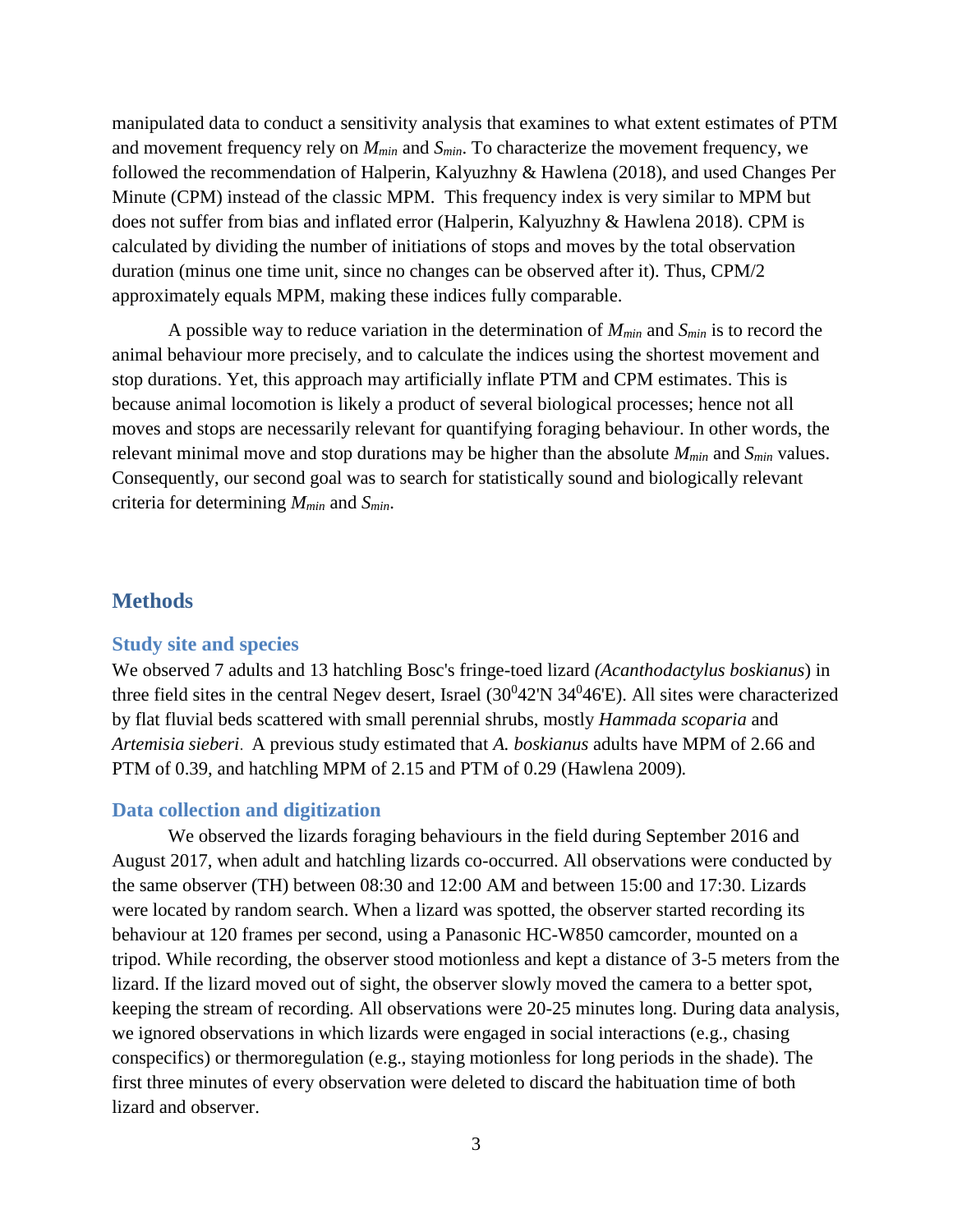manipulated data to conduct a sensitivity analysis that examines to what extent estimates of PTM and movement frequency rely on $M_{min}$ and $S_{min}$. To characterize the movement frequency, we followed the recommendation of Halperin, Kalyuzhny & Hawlena (2018), and used Changes Per Minute (CPM) instead of the classic MPM. This frequency index is very similar to MPM but does not suffer from bias and inflated error (Halperin, Kalyuzhny & Hawlena 2018). CPM is calculated by dividing the number of initiations of stops and moves by the total observation duration (minus one time unit, since no changes can be observed after it). Thus, CPM/2 approximately equals MPM, making these indices fully comparable.

A possible way to reduce variation in the determination of $M_{min}$ and $S_{min}$ is to record the animal behaviour more precisely, and to calculate the indices using the shortest movement and stop durations. Yet, this approach may artificially inflate PTM and CPM estimates. This is because animal locomotion is likely a product of several biological processes; hence not all moves and stops are necessarily relevant for quantifying foraging behaviour. In other words, the relevant minimal move and stop durations may be higher than the absolute $M_{min}$ and $S_{min}$ values. Consequently, our second goal was to search for statistically sound and biologically relevant criteria for determining $M_{min}$ and $S_{min}$.

## Methods

### Study site and species

We observed 7 adults and 13 hatchling Bosc's fringe-toed lizard (*Acanthodactylus boskianus*) in three field sites in the central Negev desert, Israel (30$^0$42'N 34$^0$46'E). All sites were characterized by flat fluvial beds scattered with small perennial shrubs, mostly *Hammada scoparia* and *Artemisia sieberi*. A previous study estimated that *A. boskianus* adults have MPM of 2.66 and PTM of 0.39, and hatchling MPM of 2.15 and PTM of 0.29 (Hawlena 2009).

### Data collection and digitization

We observed the lizards foraging behaviours in the field during September 2016 and August 2017, when adult and hatchling lizards co-occurred. All observations were conducted by the same observer (TH) between 08:30 and 12:00 AM and between 15:00 and 17:30. Lizards were located by random search. When a lizard was spotted, the observer started recording its behaviour at 120 frames per second, using a Panasonic HC-W850 camcorder, mounted on a tripod. While recording, the observer stood motionless and kept a distance of 3-5 meters from the lizard. If the lizard moved out of sight, the observer slowly moved the camera to a better spot, keeping the stream of recording. All observations were 20-25 minutes long. During data analysis, we ignored observations in which lizards were engaged in social interactions (e.g., chasing conspecifics) or thermoregulation (e.g., staying motionless for long periods in the shade). The first three minutes of every observation were deleted to discard the habituation time of both lizard and observer.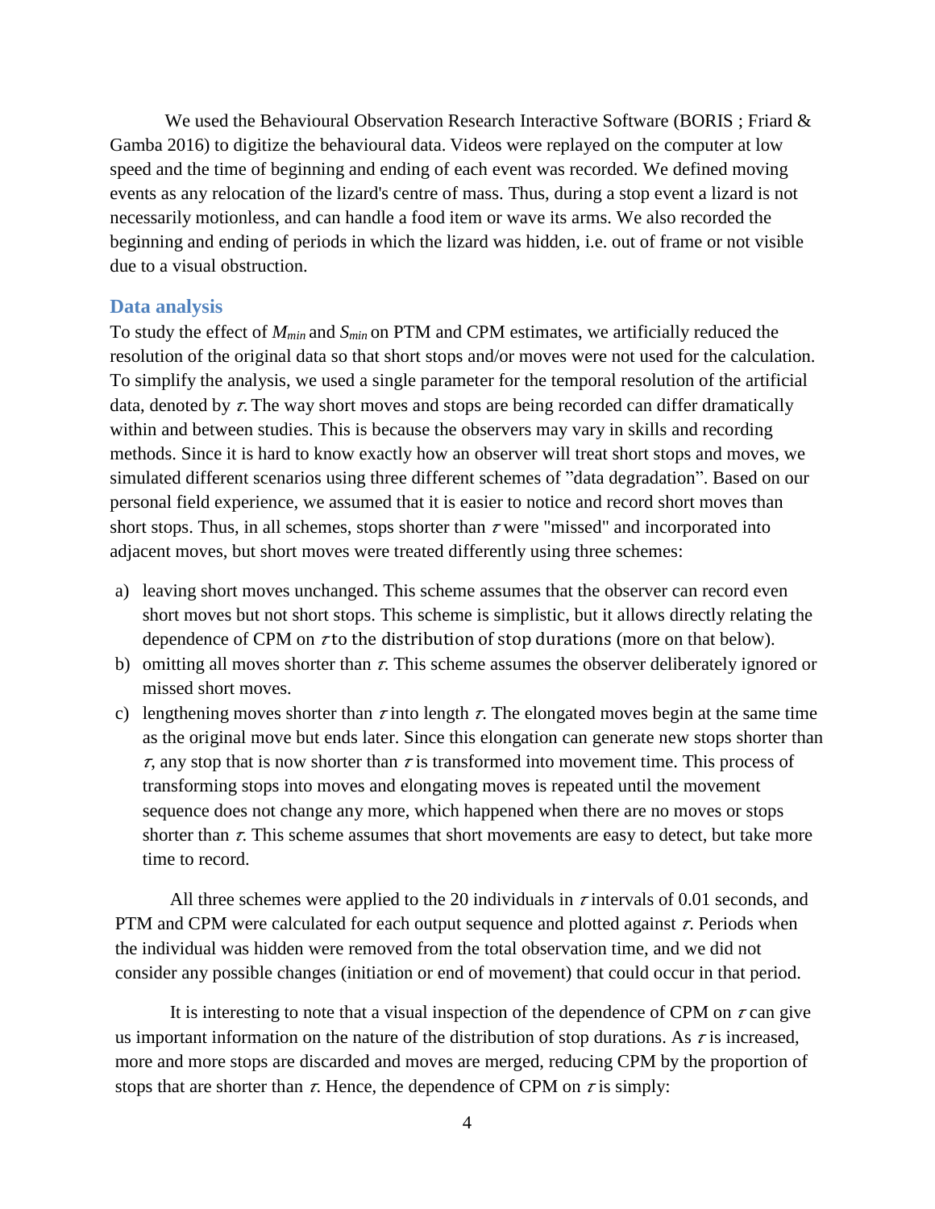We used the Behavioural Observation Research Interactive Software (BORIS ; Friard & Gamba 2016) to digitize the behavioural data. Videos were replayed on the computer at low speed and the time of beginning and ending of each event was recorded. We defined moving events as any relocation of the lizard's centre of mass. Thus, during a stop event a lizard is not necessarily motionless, and can handle a food item or wave its arms. We also recorded the beginning and ending of periods in which the lizard was hidden, i.e. out of frame or not visible due to a visual obstruction.

## Data analysis

To study the effect of $M_{min}$ and $S_{min}$ on PTM and CPM estimates, we artificially reduced the resolution of the original data so that short stops and/or moves were not used for the calculation. To simplify the analysis, we used a single parameter for the temporal resolution of the artificial data, denoted by $\tau$. The way short moves and stops are being recorded can differ dramatically within and between studies. This is because the observers may vary in skills and recording methods. Since it is hard to know exactly how an observer will treat short stops and moves, we simulated different scenarios using three different schemes of "data degradation". Based on our personal field experience, we assumed that it is easier to notice and record short moves than short stops. Thus, in all schemes, stops shorter than $\tau$ were "missed" and incorporated into adjacent moves, but short moves were treated differently using three schemes:

a) leaving short moves unchanged. This scheme assumes that the observer can record even short moves but not short stops. This scheme is simplistic, but it allows directly relating the dependence of CPM on $\tau$ to the distribution of stop durations (more on that below).
b) omitting all moves shorter than $\tau$. This scheme assumes the observer deliberately ignored or missed short moves.
c) lengthening moves shorter than $\tau$ into length $\tau$. The elongated moves begin at the same time as the original move but ends later. Since this elongation can generate new stops shorter than $\tau$, any stop that is now shorter than $\tau$ is transformed into movement time. This process of transforming stops into moves and elongating moves is repeated until the movement sequence does not change any more, which happened when there are no moves or stops shorter than $\tau$. This scheme assumes that short movements are easy to detect, but take more time to record.

All three schemes were applied to the 20 individuals in $\tau$ intervals of 0.01 seconds, and PTM and CPM were calculated for each output sequence and plotted against $\tau$. Periods when the individual was hidden were removed from the total observation time, and we did not consider any possible changes (initiation or end of movement) that could occur in that period.

It is interesting to note that a visual inspection of the dependence of CPM on $\tau$ can give us important information on the nature of the distribution of stop durations. As $\tau$ is increased, more and more stops are discarded and moves are merged, reducing CPM by the proportion of stops that are shorter than $\tau$. Hence, the dependence of CPM on $\tau$ is simply: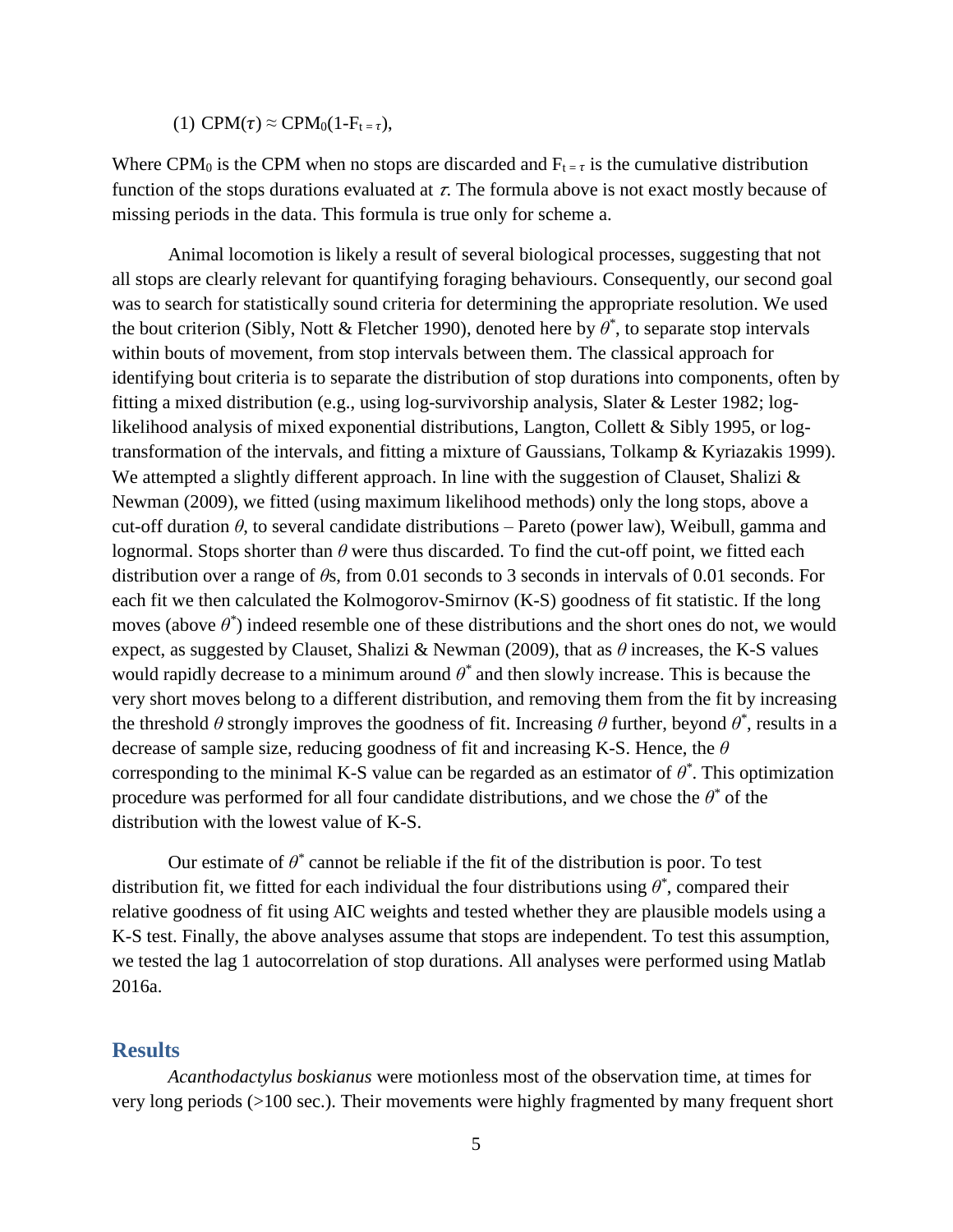(1) $CPM(\tau) \approx CPM_0(1\text{-}F_{t=\tau})$,

Where $CPM_0$ is the CPM when no stops are discarded and $F_{t=\tau}$ is the cumulative distribution function of the stops durations evaluated at $\tau$. The formula above is not exact mostly because of missing periods in the data. This formula is true only for scheme a.

Animal locomotion is likely a result of several biological processes, suggesting that not all stops are clearly relevant for quantifying foraging behaviours. Consequently, our second goal was to search for statistically sound criteria for determining the appropriate resolution. We used the bout criterion (Sibly, Nott & Fletcher 1990), denoted here by $\theta^*$, to separate stop intervals within bouts of movement, from stop intervals between them. The classical approach for identifying bout criteria is to separate the distribution of stop durations into components, often by fitting a mixed distribution (e.g., using log-survivorship analysis, Slater & Lester 1982; log-likelihood analysis of mixed exponential distributions, Langton, Collett & Sibly 1995, or log-transformation of the intervals, and fitting a mixture of Gaussians, Tolkamp & Kyriazakis 1999). We attempted a slightly different approach. In line with the suggestion of Clauset, Shalizi & Newman (2009), we fitted (using maximum likelihood methods) only the long stops, above a cut-off duration $\theta$, to several candidate distributions – Pareto (power law), Weibull, gamma and lognormal. Stops shorter than $\theta$ were thus discarded. To find the cut-off point, we fitted each distribution over a range of $\theta$s, from 0.01 seconds to 3 seconds in intervals of 0.01 seconds. For each fit we then calculated the Kolmogorov-Smirnov (K-S) goodness of fit statistic. If the long moves (above $\theta^*$) indeed resemble one of these distributions and the short ones do not, we would expect, as suggested by Clauset, Shalizi & Newman (2009), that as $\theta$ increases, the K-S values would rapidly decrease to a minimum around $\theta^*$ and then slowly increase. This is because the very short moves belong to a different distribution, and removing them from the fit by increasing the threshold $\theta$ strongly improves the goodness of fit. Increasing $\theta$ further, beyond $\theta^*$, results in a decrease of sample size, reducing goodness of fit and increasing K-S. Hence, the $\theta$ corresponding to the minimal K-S value can be regarded as an estimator of $\theta^*$. This optimization procedure was performed for all four candidate distributions, and we chose the $\theta^*$ of the distribution with the lowest value of K-S.

Our estimate of $\theta^*$ cannot be reliable if the fit of the distribution is poor. To test distribution fit, we fitted for each individual the four distributions using $\theta^*$, compared their relative goodness of fit using AIC weights and tested whether they are plausible models using a K-S test. Finally, the above analyses assume that stops are independent. To test this assumption, we tested the lag 1 autocorrelation of stop durations. All analyses were performed using Matlab 2016a.

## Results

*Acanthodactylus boskianus* were motionless most of the observation time, at times for very long periods (>100 sec.). Their movements were highly fragmented by many frequent short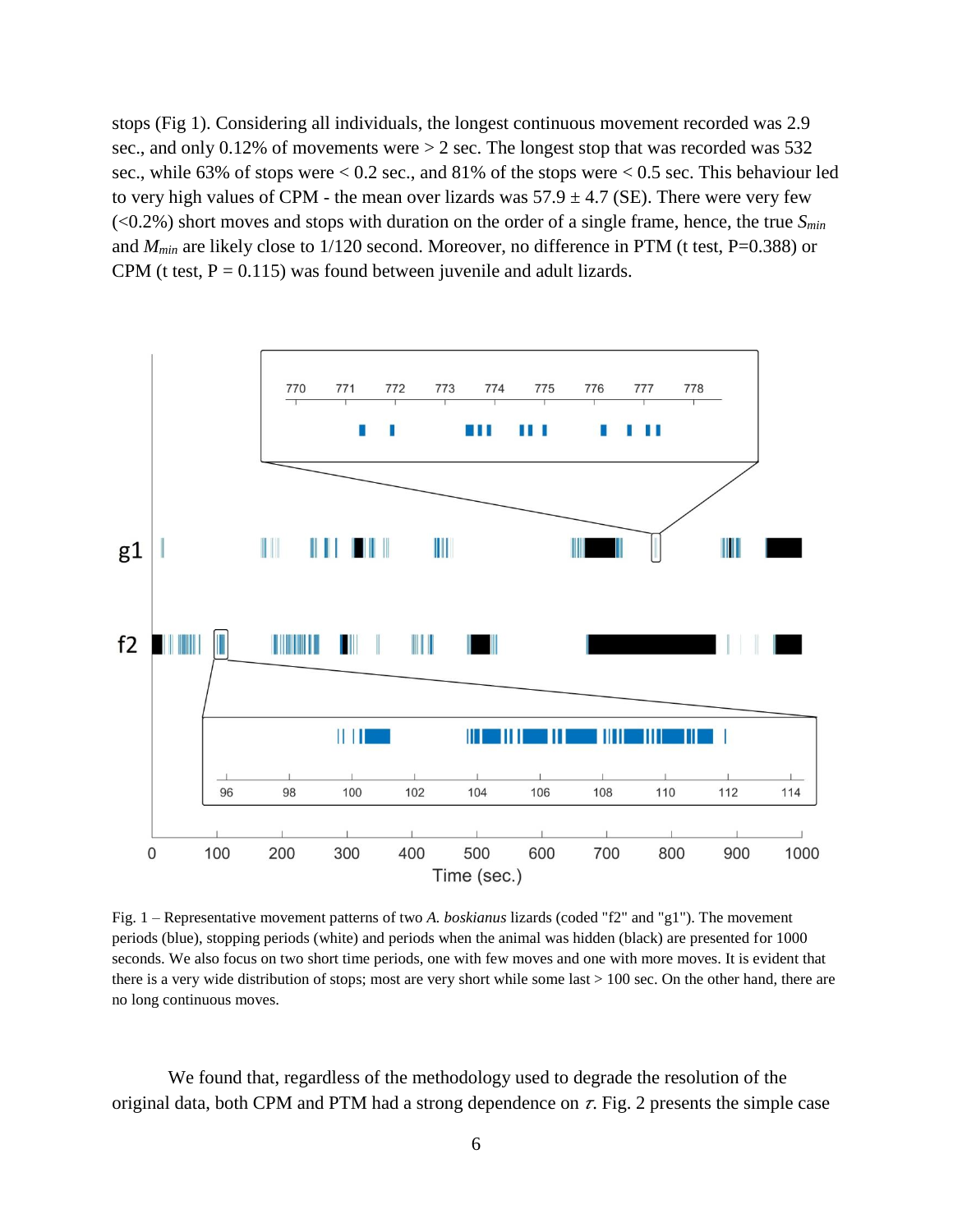stops (Fig 1). Considering all individuals, the longest continuous movement recorded was 2.9 sec., and only 0.12% of movements were > 2 sec. The longest stop that was recorded was 532 sec., while 63% of stops were < 0.2 sec., and 81% of the stops were < 0.5 sec. This behaviour led to very high values of CPM - the mean over lizards was 57.9 ± 4.7 (SE). There were very few (<0.2%) short moves and stops with duration on the order of a single frame, hence, the true $S_{min}$ and $M_{min}$ are likely close to 1/120 second. Moreover, no difference in PTM (t test, P=0.388) or CPM (t test, P = 0.115) was found between juvenile and adult lizards.

Fig. 1 – Representative movement patterns of two *A. boskianus* lizards (coded "f2" and "g1"). The movement periods (blue), stopping periods (white) and periods when the animal was hidden (black) are presented for 1000 seconds. We also focus on two short time periods, one with few moves and one with more moves. It is evident that there is a very wide distribution of stops; most are very short while some last > 100 sec. On the other hand, there are no long continuous moves.

We found that, regardless of the methodology used to degrade the resolution of the original data, both CPM and PTM had a strong dependence on $\tau$. Fig. 2 presents the simple case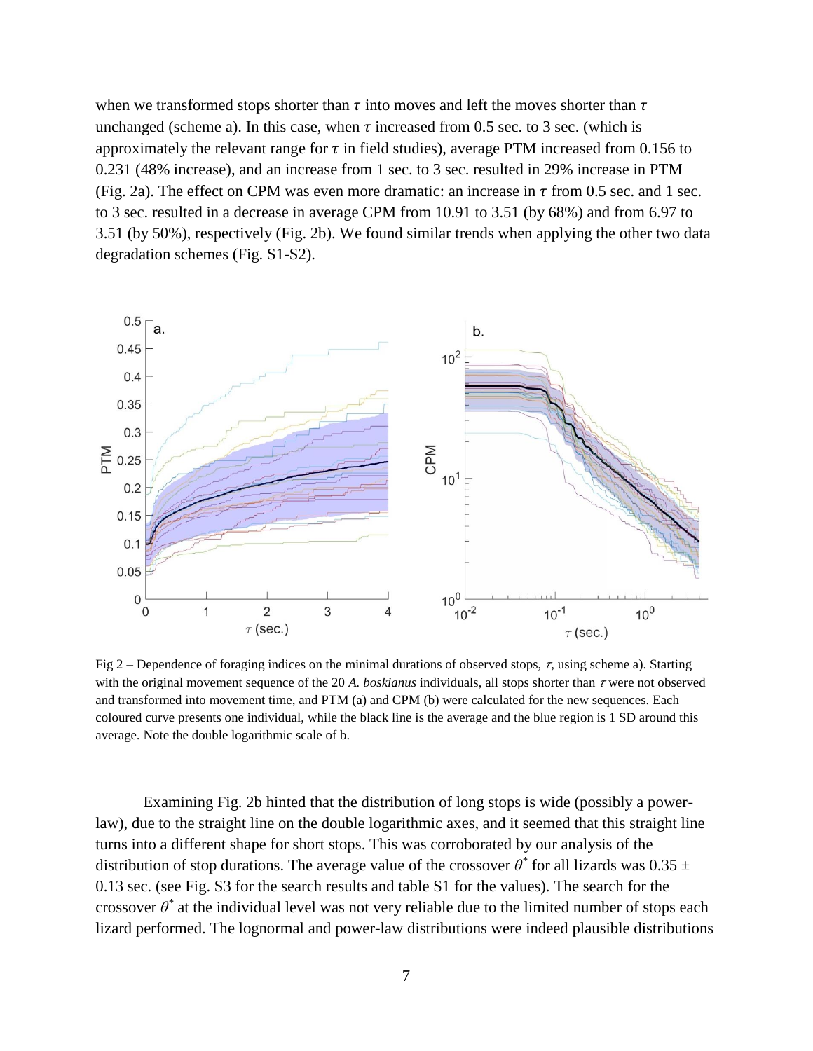when we transformed stops shorter than $\tau$ into moves and left the moves shorter than $\tau$ unchanged (scheme a). In this case, when $\tau$ increased from 0.5 sec. to 3 sec. (which is approximately the relevant range for $\tau$ in field studies), average PTM increased from 0.156 to 0.231 (48% increase), and an increase from 1 sec. to 3 sec. resulted in 29% increase in PTM (Fig. 2a). The effect on CPM was even more dramatic: an increase in $\tau$ from 0.5 sec. and 1 sec. to 3 sec. resulted in a decrease in average CPM from 10.91 to 3.51 (by 68%) and from 6.97 to 3.51 (by 50%), respectively (Fig. 2b). We found similar trends when applying the other two data degradation schemes (Fig. S1-S2).

Fig 2 – Dependence of foraging indices on the minimal durations of observed stops, $\tau$, using scheme a). Starting with the original movement sequence of the 20 *A. boskianus* individuals, all stops shorter than $\tau$ were not observed and transformed into movement time, and PTM (a) and CPM (b) were calculated for the new sequences. Each coloured curve presents one individual, while the black line is the average and the blue region is 1 SD around this average. Note the double logarithmic scale of b.

Examining Fig. 2b hinted that the distribution of long stops is wide (possibly a power-law), due to the straight line on the double logarithmic axes, and it seemed that this straight line turns into a different shape for short stops. This was corroborated by our analysis of the distribution of stop durations. The average value of the crossover $\theta^*$ for all lizards was 0.35 ± 0.13 sec. (see Fig. S3 for the search results and table S1 for the values). The search for the crossover $\theta^*$ at the individual level was not very reliable due to the limited number of stops each lizard performed. The lognormal and power-law distributions were indeed plausible distributions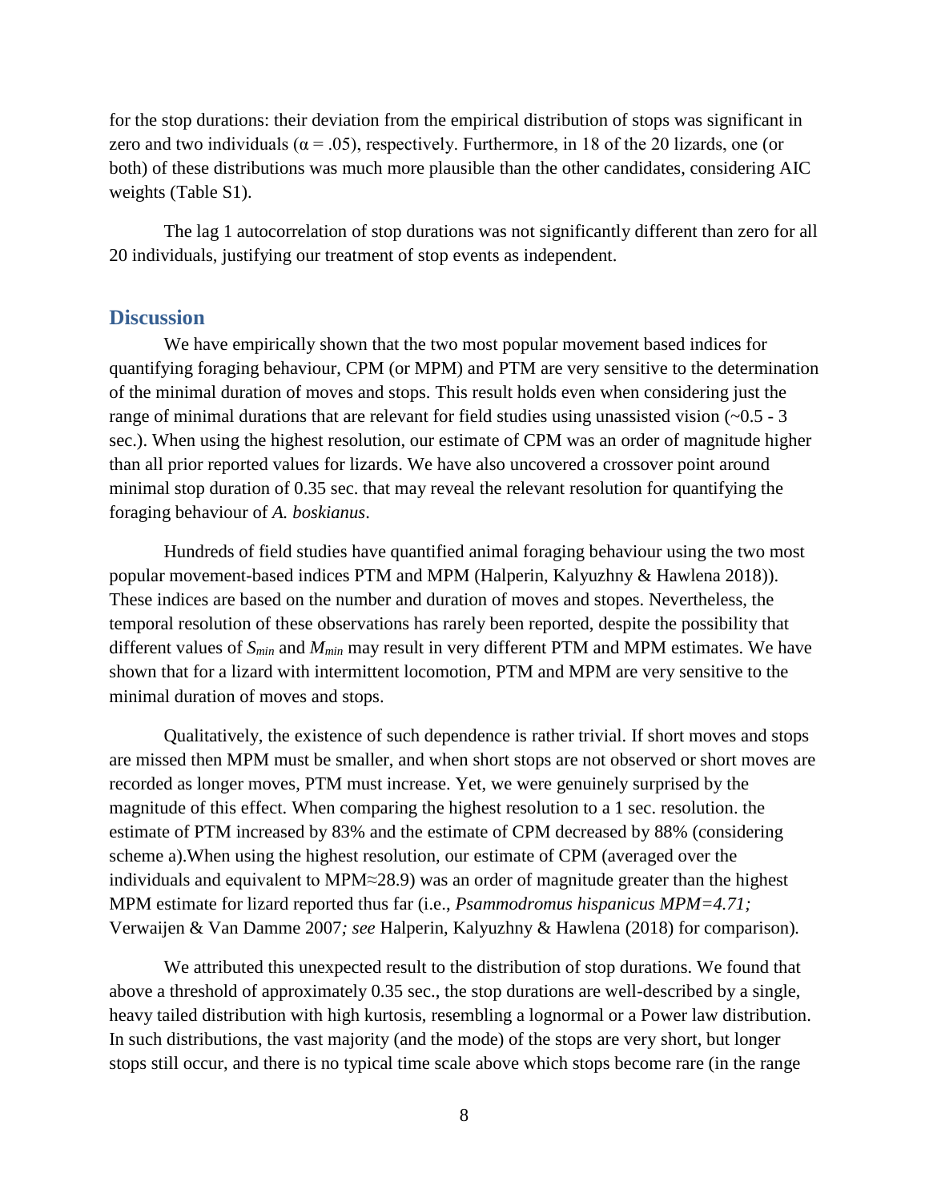for the stop durations: their deviation from the empirical distribution of stops was significant in zero and two individuals ($\alpha = .05$), respectively. Furthermore, in 18 of the 20 lizards, one (or both) of these distributions was much more plausible than the other candidates, considering AIC weights (Table S1).

The lag 1 autocorrelation of stop durations was not significantly different than zero for all 20 individuals, justifying our treatment of stop events as independent.

## Discussion

We have empirically shown that the two most popular movement based indices for quantifying foraging behaviour, CPM (or MPM) and PTM are very sensitive to the determination of the minimal duration of moves and stops. This result holds even when considering just the range of minimal durations that are relevant for field studies using unassisted vision (~0.5 - 3 sec.). When using the highest resolution, our estimate of CPM was an order of magnitude higher than all prior reported values for lizards. We have also uncovered a crossover point around minimal stop duration of 0.35 sec. that may reveal the relevant resolution for quantifying the foraging behaviour of *A. boskianus*.

Hundreds of field studies have quantified animal foraging behaviour using the two most popular movement-based indices PTM and MPM (Halperin, Kalyuzhny & Hawlena 2018)). These indices are based on the number and duration of moves and stopes. Nevertheless, the temporal resolution of these observations has rarely been reported, despite the possibility that different values of $S_{min}$ and $M_{min}$ may result in very different PTM and MPM estimates. We have shown that for a lizard with intermittent locomotion, PTM and MPM are very sensitive to the minimal duration of moves and stops.

Qualitatively, the existence of such dependence is rather trivial. If short moves and stops are missed then MPM must be smaller, and when short stops are not observed or short moves are recorded as longer moves, PTM must increase. Yet, we were genuinely surprised by the magnitude of this effect. When comparing the highest resolution to a 1 sec. resolution. the estimate of PTM increased by 83% and the estimate of CPM decreased by 88% (considering scheme a).When using the highest resolution, our estimate of CPM (averaged over the individuals and equivalent to MPM≈28.9) was an order of magnitude greater than the highest MPM estimate for lizard reported thus far (i.e., *Psammodromus hispanicus MPM=4.71;* Verwaijen & Van Damme 2007*; see* Halperin, Kalyuzhny & Hawlena (2018) for comparison).

We attributed this unexpected result to the distribution of stop durations. We found that above a threshold of approximately 0.35 sec., the stop durations are well-described by a single, heavy tailed distribution with high kurtosis, resembling a lognormal or a Power law distribution. In such distributions, the vast majority (and the mode) of the stops are very short, but longer stops still occur, and there is no typical time scale above which stops become rare (in the range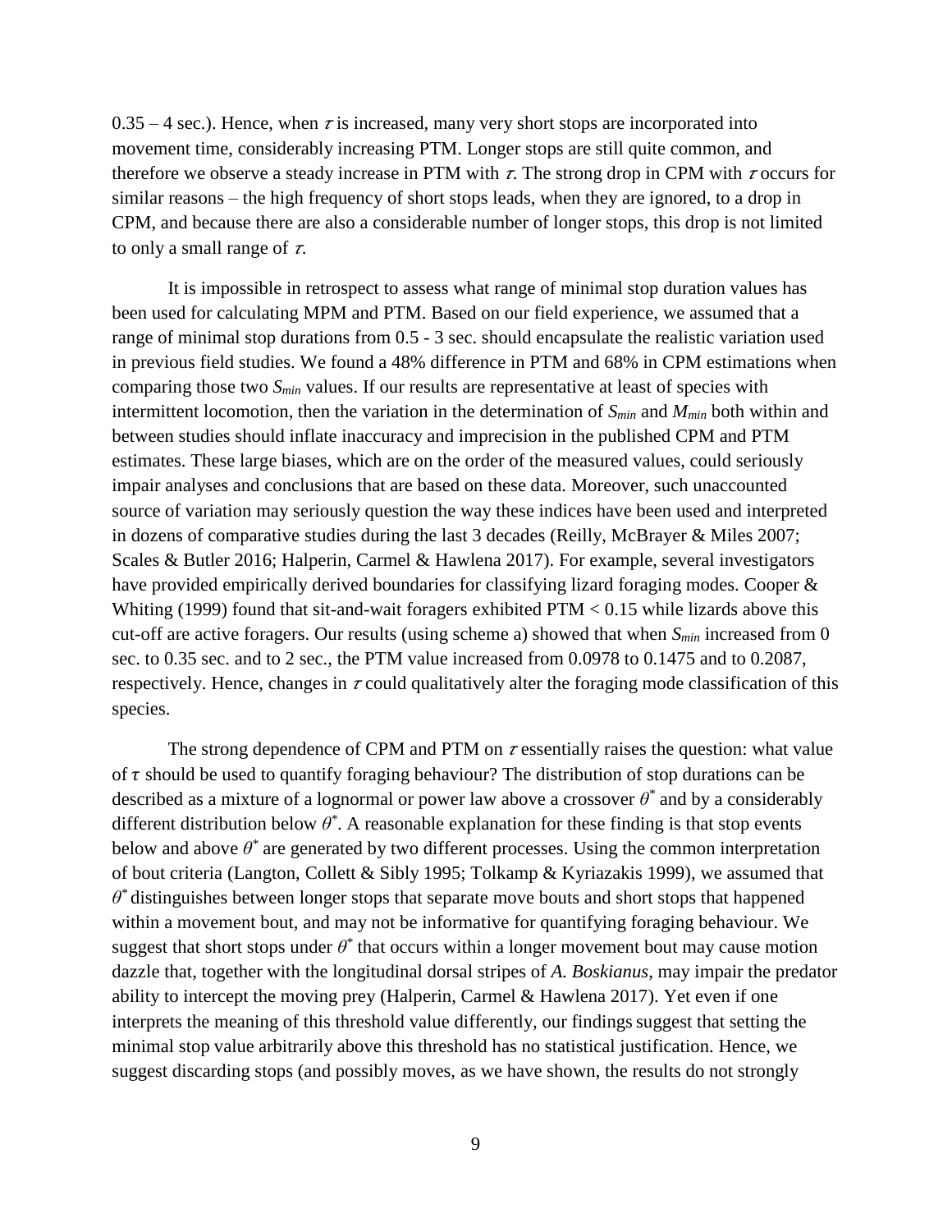0.35 – 4 sec.). Hence, when $\tau$ is increased, many very short stops are incorporated into movement time, considerably increasing PTM. Longer stops are still quite common, and therefore we observe a steady increase in PTM with $\tau$. The strong drop in CPM with $\tau$ occurs for similar reasons – the high frequency of short stops leads, when they are ignored, to a drop in CPM, and because there are also a considerable number of longer stops, this drop is not limited to only a small range of $\tau$.

It is impossible in retrospect to assess what range of minimal stop duration values has been used for calculating MPM and PTM. Based on our field experience, we assumed that a range of minimal stop durations from 0.5 - 3 sec. should encapsulate the realistic variation used in previous field studies. We found a 48% difference in PTM and 68% in CPM estimations when comparing those two $S_{min}$ values. If our results are representative at least of species with intermittent locomotion, then the variation in the determination of $S_{min}$ and $M_{min}$ both within and between studies should inflate inaccuracy and imprecision in the published CPM and PTM estimates. These large biases, which are on the order of the measured values, could seriously impair analyses and conclusions that are based on these data. Moreover, such unaccounted source of variation may seriously question the way these indices have been used and interpreted in dozens of comparative studies during the last 3 decades (Reilly, McBrayer & Miles 2007; Scales & Butler 2016; Halperin, Carmel & Hawlena 2017). For example, several investigators have provided empirically derived boundaries for classifying lizard foraging modes. Cooper & Whiting (1999) found that sit-and-wait foragers exhibited PTM < 0.15 while lizards above this cut-off are active foragers. Our results (using scheme a) showed that when $S_{min}$ increased from 0 sec. to 0.35 sec. and to 2 sec., the PTM value increased from 0.0978 to 0.1475 and to 0.2087, respectively. Hence, changes in $\tau$ could qualitatively alter the foraging mode classification of this species.

The strong dependence of CPM and PTM on $\tau$ essentially raises the question: what value of $\tau$ should be used to quantify foraging behaviour? The distribution of stop durations can be described as a mixture of a lognormal or power law above a crossover $\theta^*$ and by a considerably different distribution below $\theta^*$. A reasonable explanation for these finding is that stop events below and above $\theta^*$ are generated by two different processes. Using the common interpretation of bout criteria (Langton, Collett & Sibly 1995; Tolkamp & Kyriazakis 1999), we assumed that $\theta^*$ distinguishes between longer stops that separate move bouts and short stops that happened within a movement bout, and may not be informative for quantifying foraging behaviour. We suggest that short stops under $\theta^*$ that occurs within a longer movement bout may cause motion dazzle that, together with the longitudinal dorsal stripes of *A. Boskianus*, may impair the predator ability to intercept the moving prey (Halperin, Carmel & Hawlena 2017). Yet even if one interprets the meaning of this threshold value differently, our findings suggest that setting the minimal stop value arbitrarily above this threshold has no statistical justification. Hence, we suggest discarding stops (and possibly moves, as we have shown, the results do not strongly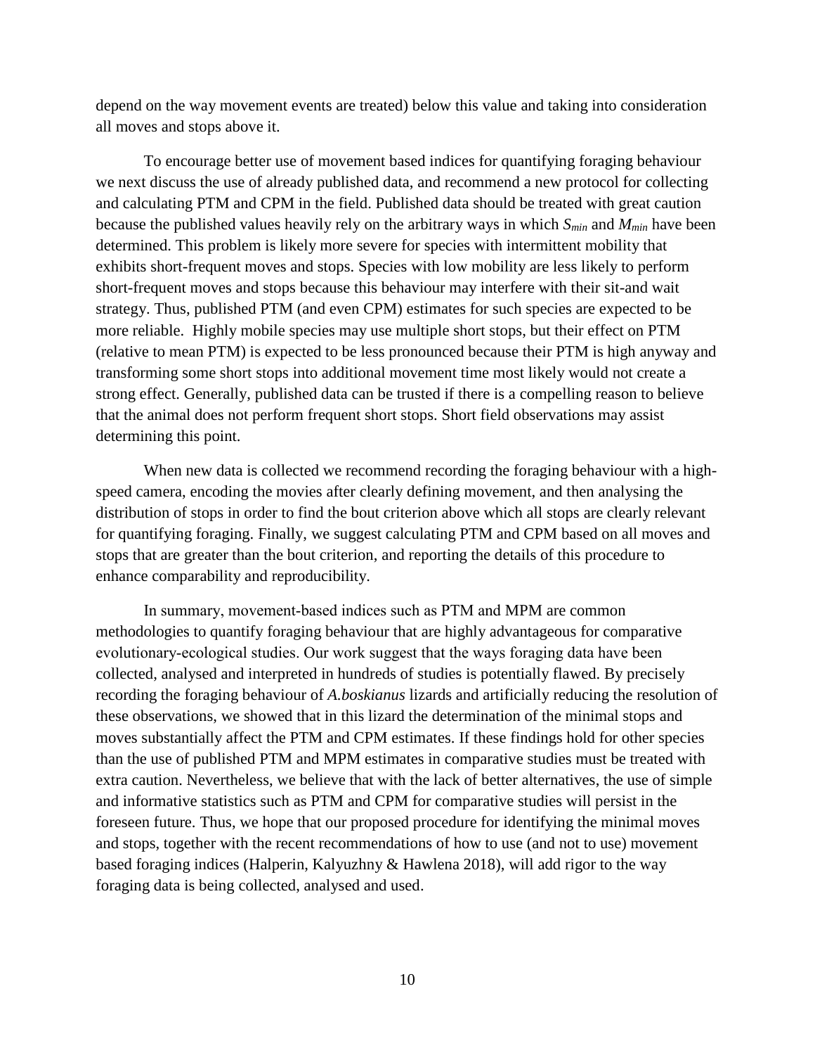depend on the way movement events are treated) below this value and taking into consideration all moves and stops above it.

To encourage better use of movement based indices for quantifying foraging behaviour we next discuss the use of already published data, and recommend a new protocol for collecting and calculating PTM and CPM in the field. Published data should be treated with great caution because the published values heavily rely on the arbitrary ways in which $S_{min}$ and $M_{min}$ have been determined. This problem is likely more severe for species with intermittent mobility that exhibits short-frequent moves and stops. Species with low mobility are less likely to perform short-frequent moves and stops because this behaviour may interfere with their sit-and wait strategy. Thus, published PTM (and even CPM) estimates for such species are expected to be more reliable. Highly mobile species may use multiple short stops, but their effect on PTM (relative to mean PTM) is expected to be less pronounced because their PTM is high anyway and transforming some short stops into additional movement time most likely would not create a strong effect. Generally, published data can be trusted if there is a compelling reason to believe that the animal does not perform frequent short stops. Short field observations may assist determining this point.

When new data is collected we recommend recording the foraging behaviour with a high-speed camera, encoding the movies after clearly defining movement, and then analysing the distribution of stops in order to find the bout criterion above which all stops are clearly relevant for quantifying foraging. Finally, we suggest calculating PTM and CPM based on all moves and stops that are greater than the bout criterion, and reporting the details of this procedure to enhance comparability and reproducibility.

In summary, movement-based indices such as PTM and MPM are common methodologies to quantify foraging behaviour that are highly advantageous for comparative evolutionary-ecological studies. Our work suggest that the ways foraging data have been collected, analysed and interpreted in hundreds of studies is potentially flawed. By precisely recording the foraging behaviour of *A.boskianus* lizards and artificially reducing the resolution of these observations, we showed that in this lizard the determination of the minimal stops and moves substantially affect the PTM and CPM estimates. If these findings hold for other species than the use of published PTM and MPM estimates in comparative studies must be treated with extra caution. Nevertheless, we believe that with the lack of better alternatives, the use of simple and informative statistics such as PTM and CPM for comparative studies will persist in the foreseen future. Thus, we hope that our proposed procedure for identifying the minimal moves and stops, together with the recent recommendations of how to use (and not to use) movement based foraging indices (Halperin, Kalyuzhny & Hawlena 2018), will add rigor to the way foraging data is being collected, analysed and used.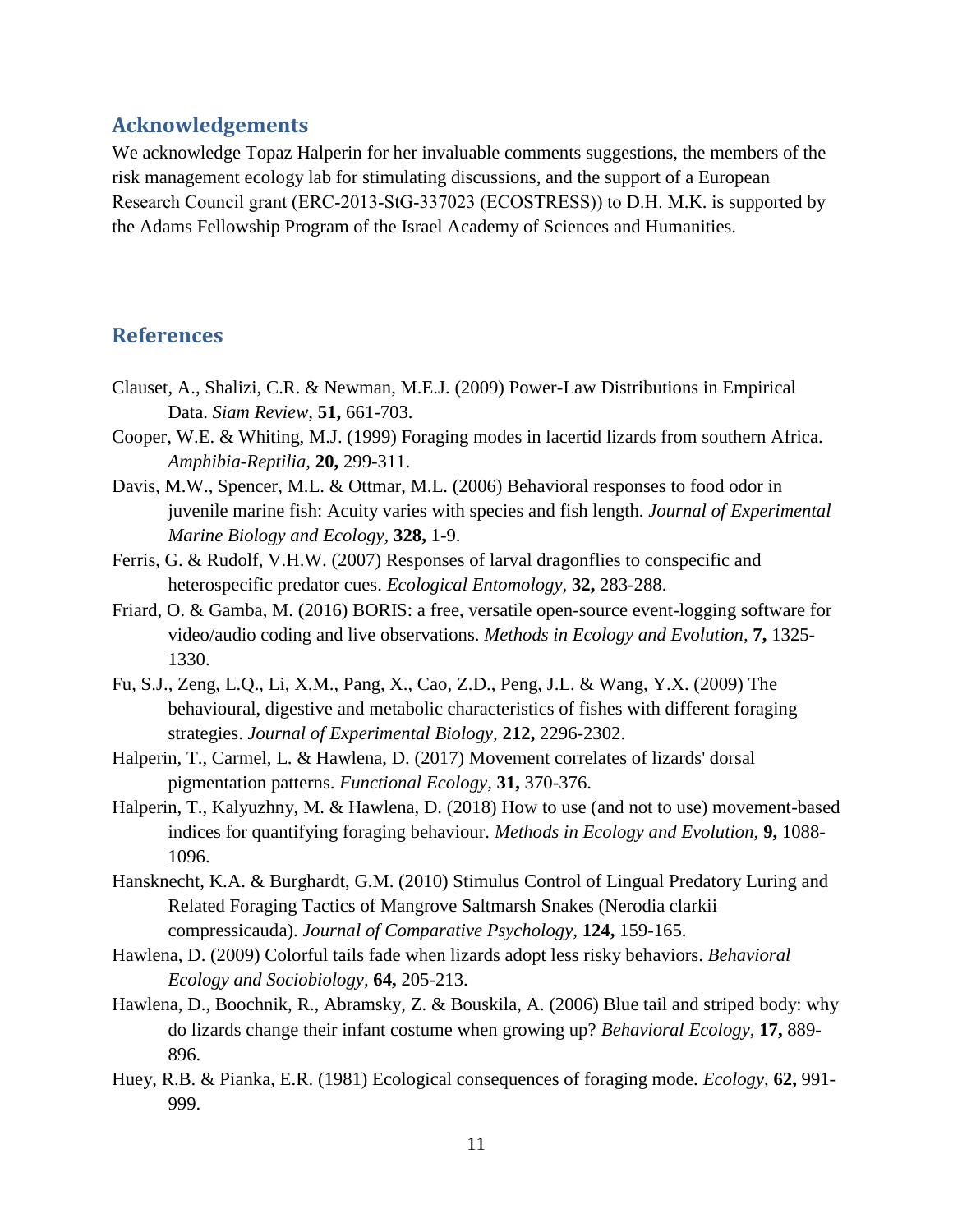## Acknowledgements

We acknowledge Topaz Halperin for her invaluable comments suggestions, the members of the risk management ecology lab for stimulating discussions, and the support of a European Research Council grant (ERC-2013-StG-337023 (ECOSTRESS)) to D.H. M.K. is supported by the Adams Fellowship Program of the Israel Academy of Sciences and Humanities.

## References

Clauset, A., Shalizi, C.R. & Newman, M.E.J. (2009) Power-Law Distributions in Empirical Data. *Siam Review,* **51,** 661-703.

Cooper, W.E. & Whiting, M.J. (1999) Foraging modes in lacertid lizards from southern Africa. *Amphibia-Reptilia,* **20,** 299-311.

Davis, M.W., Spencer, M.L. & Ottmar, M.L. (2006) Behavioral responses to food odor in juvenile marine fish: Acuity varies with species and fish length. *Journal of Experimental Marine Biology and Ecology,* **328,** 1-9.

Ferris, G. & Rudolf, V.H.W. (2007) Responses of larval dragonflies to conspecific and heterospecific predator cues. *Ecological Entomology,* **32,** 283-288.

Friard, O. & Gamba, M. (2016) BORIS: a free, versatile open-source event-logging software for video/audio coding and live observations. *Methods in Ecology and Evolution,* **7,** 1325-1330.

Fu, S.J., Zeng, L.Q., Li, X.M., Pang, X., Cao, Z.D., Peng, J.L. & Wang, Y.X. (2009) The behavioural, digestive and metabolic characteristics of fishes with different foraging strategies. *Journal of Experimental Biology,* **212,** 2296-2302.

Halperin, T., Carmel, L. & Hawlena, D. (2017) Movement correlates of lizards' dorsal pigmentation patterns. *Functional Ecology,* **31,** 370-376.

Halperin, T., Kalyuzhny, M. & Hawlena, D. (2018) How to use (and not to use) movement-based indices for quantifying foraging behaviour. *Methods in Ecology and Evolution,* **9,** 1088-1096.

Hansknecht, K.A. & Burghardt, G.M. (2010) Stimulus Control of Lingual Predatory Luring and Related Foraging Tactics of Mangrove Saltmarsh Snakes (Nerodia clarkii compressicauda). *Journal of Comparative Psychology,* **124,** 159-165.

Hawlena, D. (2009) Colorful tails fade when lizards adopt less risky behaviors. *Behavioral Ecology and Sociobiology,* **64,** 205-213.

Hawlena, D., Boochnik, R., Abramsky, Z. & Bouskila, A. (2006) Blue tail and striped body: why do lizards change their infant costume when growing up? *Behavioral Ecology,* **17,** 889-896.

Huey, R.B. & Pianka, E.R. (1981) Ecological consequences of foraging mode. *Ecology,* **62,** 991-999.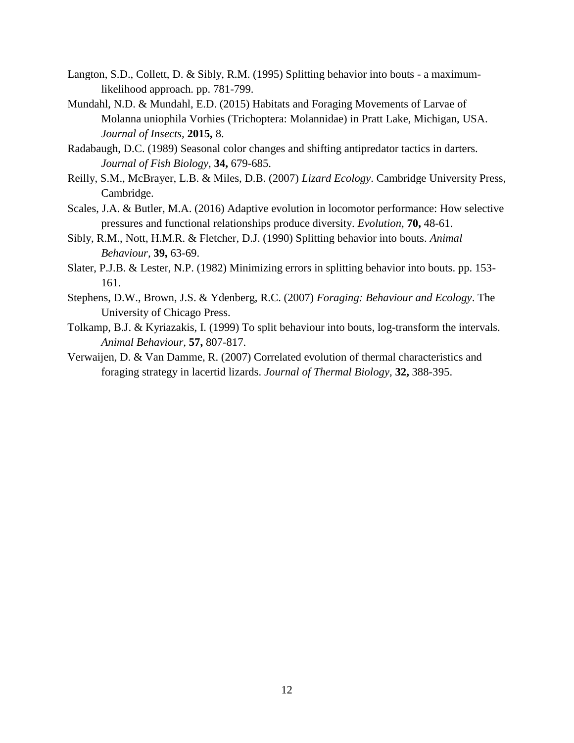Langton, S.D., Collett, D. & Sibly, R.M. (1995) Splitting behavior into bouts - a maximum-likelihood approach. pp. 781-799.

Mundahl, N.D. & Mundahl, E.D. (2015) Habitats and Foraging Movements of Larvae of Molanna uniophila Vorhies (Trichoptera: Molannidae) in Pratt Lake, Michigan, USA. *Journal of Insects,* **2015,** 8.

Radabaugh, D.C. (1989) Seasonal color changes and shifting antipredator tactics in darters. *Journal of Fish Biology,* **34,** 679-685.

Reilly, S.M., McBrayer, L.B. & Miles, D.B. (2007) *Lizard Ecology*. Cambridge University Press, Cambridge.

Scales, J.A. & Butler, M.A. (2016) Adaptive evolution in locomotor performance: How selective pressures and functional relationships produce diversity. *Evolution,* **70,** 48-61.

Sibly, R.M., Nott, H.M.R. & Fletcher, D.J. (1990) Splitting behavior into bouts. *Animal Behaviour,* **39,** 63-69.

Slater, P.J.B. & Lester, N.P. (1982) Minimizing errors in splitting behavior into bouts. pp. 153-161.

Stephens, D.W., Brown, J.S. & Ydenberg, R.C. (2007) *Foraging: Behaviour and Ecology*. The University of Chicago Press.

Tolkamp, B.J. & Kyriazakis, I. (1999) To split behaviour into bouts, log-transform the intervals. *Animal Behaviour,* **57,** 807-817.

Verwaijen, D. & Van Damme, R. (2007) Correlated evolution of thermal characteristics and foraging strategy in lacertid lizards. *Journal of Thermal Biology,* **32,** 388-395.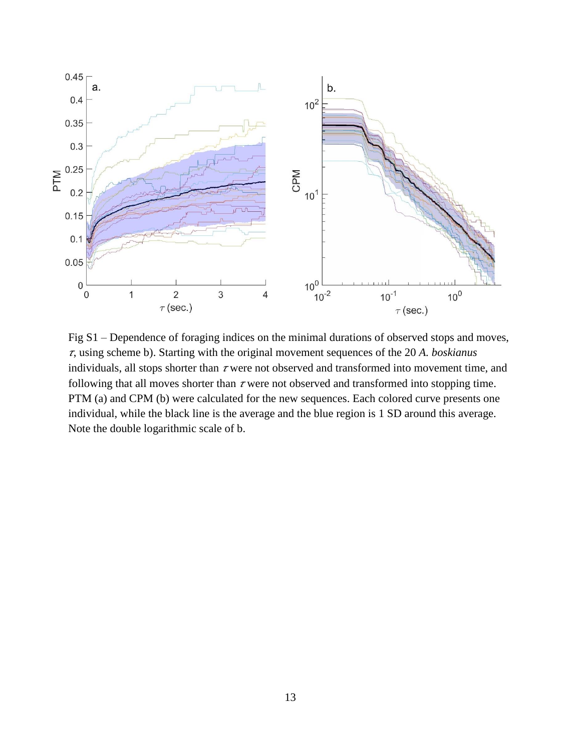Fig S1 – Dependence of foraging indices on the minimal durations of observed stops and moves, $\tau$, using scheme b). Starting with the original movement sequences of the 20 *A. boskianus* individuals, all stops shorter than $\tau$ were not observed and transformed into movement time, and following that all moves shorter than $\tau$ were not observed and transformed into stopping time. PTM (a) and CPM (b) were calculated for the new sequences. Each colored curve presents one individual, while the black line is the average and the blue region is 1 SD around this average. Note the double logarithmic scale of b.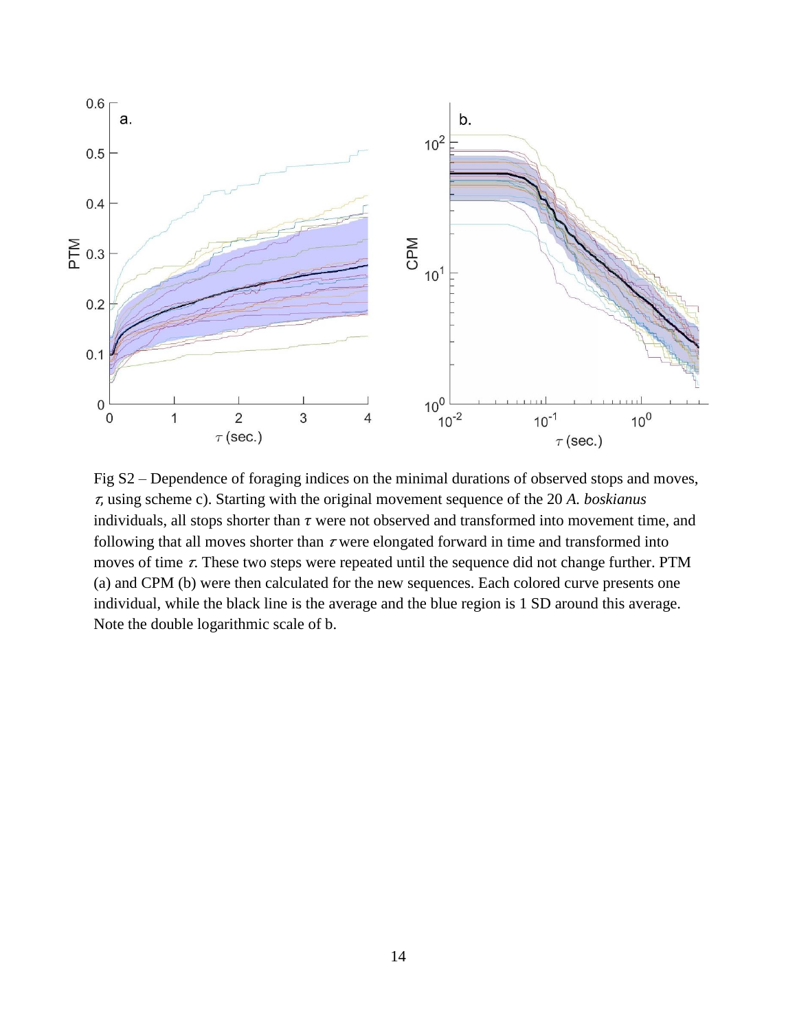Fig S2 – Dependence of foraging indices on the minimal durations of observed stops and moves, $\tau$, using scheme c). Starting with the original movement sequence of the 20 *A. boskianus* individuals, all stops shorter than $\tau$ were not observed and transformed into movement time, and following that all moves shorter than $\tau$ were elongated forward in time and transformed into moves of time $\tau$. These two steps were repeated until the sequence did not change further. PTM (a) and CPM (b) were then calculated for the new sequences. Each colored curve presents one individual, while the black line is the average and the blue region is 1 SD around this average. Note the double logarithmic scale of b.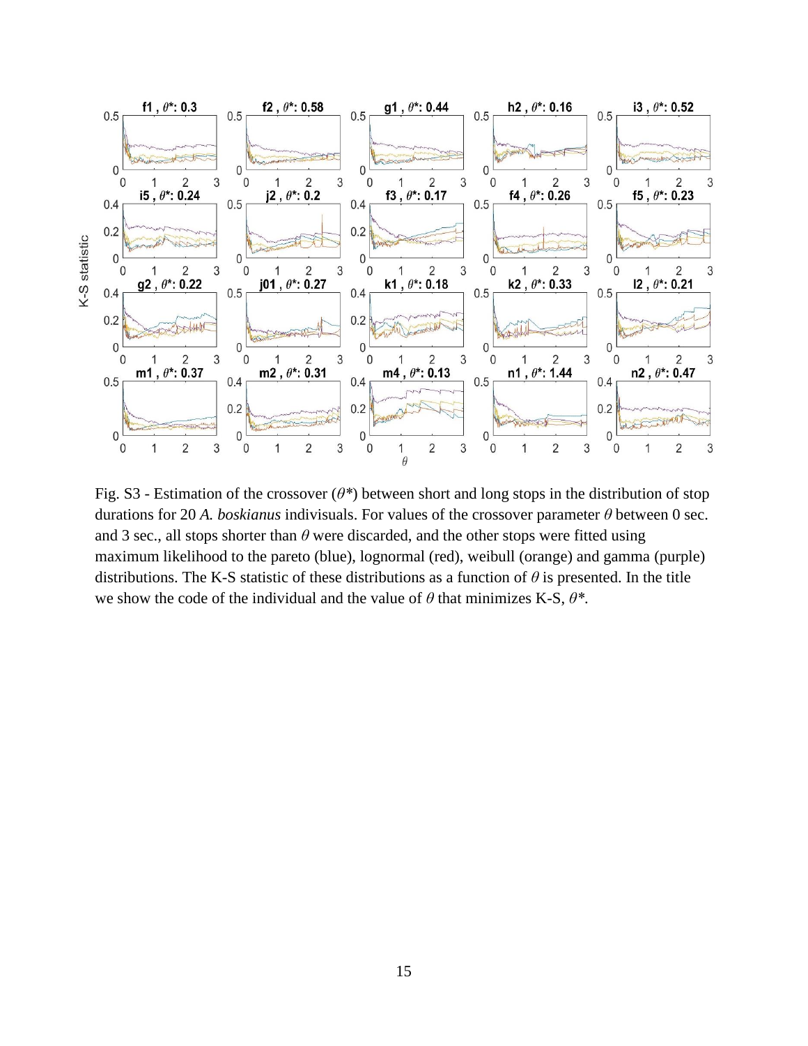Fig. S3 - Estimation of the crossover ($\theta$*) between short and long stops in the distribution of stop durations for 20 *A. boskianus* indivisuals. For values of the crossover parameter $\theta$ between 0 sec. and 3 sec., all stops shorter than $\theta$ were discarded, and the other stops were fitted using maximum likelihood to the pareto (blue), lognormal (red), weibull (orange) and gamma (purple) distributions. The K-S statistic of these distributions as a function of $\theta$ is presented. In the title we show the code of the individual and the value of $\theta$ that minimizes K-S, $\theta$*.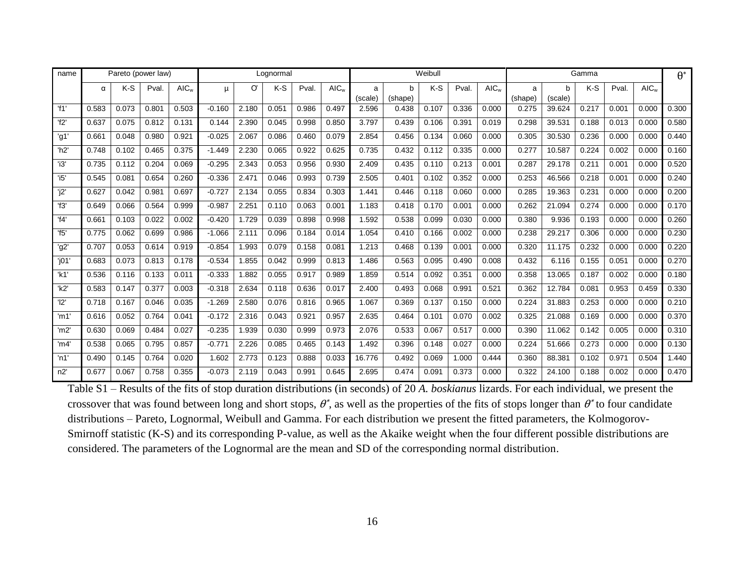| name | Pareto (power law) | | | | Lognormal | | | | | Weibull | | | | | Gamma | | | | | $\theta^*$ |
|---|---|---|---|---|---|---|---|---|---|---|---|---|---|---|---|---|---|---|---|---|
| | α | K-S | Pval. | $AIC_w$ | μ | σ | K-S | Pval. | $AIC_w$ | a (scale) | b (shape) | K-S | Pval. | $AIC_w$ | a (shape) | b (scale) | K-S | Pval. | $AIC_w$ | |
| 'f1' | 0.583 | 0.073 | 0.801 | 0.503 | -0.160 | 2.180 | 0.051 | 0.986 | 0.497 | 2.596 | 0.438 | 0.107 | 0.336 | 0.000 | 0.275 | 39.624 | 0.217 | 0.001 | 0.000 | 0.300 |
| 'f2' | 0.637 | 0.075 | 0.812 | 0.131 | 0.144 | 2.390 | 0.045 | 0.998 | 0.850 | 3.797 | 0.439 | 0.106 | 0.391 | 0.019 | 0.298 | 39.531 | 0.188 | 0.013 | 0.000 | 0.580 |
| 'g1' | 0.661 | 0.048 | 0.980 | 0.921 | -0.025 | 2.067 | 0.086 | 0.460 | 0.079 | 2.854 | 0.456 | 0.134 | 0.060 | 0.000 | 0.305 | 30.530 | 0.236 | 0.000 | 0.000 | 0.440 |
| 'h2' | 0.748 | 0.102 | 0.465 | 0.375 | -1.449 | 2.230 | 0.065 | 0.922 | 0.625 | 0.735 | 0.432 | 0.112 | 0.335 | 0.000 | 0.277 | 10.587 | 0.224 | 0.002 | 0.000 | 0.160 |
| 'i3' | 0.735 | 0.112 | 0.204 | 0.069 | -0.295 | 2.343 | 0.053 | 0.956 | 0.930 | 2.409 | 0.435 | 0.110 | 0.213 | 0.001 | 0.287 | 29.178 | 0.211 | 0.001 | 0.000 | 0.520 |
| 'i5' | 0.545 | 0.081 | 0.654 | 0.260 | -0.336 | 2.471 | 0.046 | 0.993 | 0.739 | 2.505 | 0.401 | 0.102 | 0.352 | 0.000 | 0.253 | 46.566 | 0.218 | 0.001 | 0.000 | 0.240 |
| 'j2' | 0.627 | 0.042 | 0.981 | 0.697 | -0.727 | 2.134 | 0.055 | 0.834 | 0.303 | 1.441 | 0.446 | 0.118 | 0.060 | 0.000 | 0.285 | 19.363 | 0.231 | 0.000 | 0.000 | 0.200 |
| 'f3' | 0.649 | 0.066 | 0.564 | 0.999 | -0.987 | 2.251 | 0.110 | 0.063 | 0.001 | 1.183 | 0.418 | 0.170 | 0.001 | 0.000 | 0.262 | 21.094 | 0.274 | 0.000 | 0.000 | 0.170 |
| 'f4' | 0.661 | 0.103 | 0.022 | 0.002 | -0.420 | 1.729 | 0.039 | 0.898 | 0.998 | 1.592 | 0.538 | 0.099 | 0.030 | 0.000 | 0.380 | 9.936 | 0.193 | 0.000 | 0.000 | 0.260 |
| 'f5' | 0.775 | 0.062 | 0.699 | 0.986 | -1.066 | 2.111 | 0.096 | 0.184 | 0.014 | 1.054 | 0.410 | 0.166 | 0.002 | 0.000 | 0.238 | 29.217 | 0.306 | 0.000 | 0.000 | 0.230 |
| 'g2' | 0.707 | 0.053 | 0.614 | 0.919 | -0.854 | 1.993 | 0.079 | 0.158 | 0.081 | 1.213 | 0.468 | 0.139 | 0.001 | 0.000 | 0.320 | 11.175 | 0.232 | 0.000 | 0.000 | 0.220 |
| 'j01' | 0.683 | 0.073 | 0.813 | 0.178 | -0.534 | 1.855 | 0.042 | 0.999 | 0.813 | 1.486 | 0.563 | 0.095 | 0.490 | 0.008 | 0.432 | 6.116 | 0.155 | 0.051 | 0.000 | 0.270 |
| 'k1' | 0.536 | 0.116 | 0.133 | 0.011 | -0.333 | 1.882 | 0.055 | 0.917 | 0.989 | 1.859 | 0.514 | 0.092 | 0.351 | 0.000 | 0.358 | 13.065 | 0.187 | 0.002 | 0.000 | 0.180 |
| 'k2' | 0.583 | 0.147 | 0.377 | 0.003 | -0.318 | 2.634 | 0.118 | 0.636 | 0.017 | 2.400 | 0.493 | 0.068 | 0.991 | 0.521 | 0.362 | 12.784 | 0.081 | 0.953 | 0.459 | 0.330 |
| 'l2' | 0.718 | 0.167 | 0.046 | 0.035 | -1.269 | 2.580 | 0.076 | 0.816 | 0.965 | 1.067 | 0.369 | 0.137 | 0.150 | 0.000 | 0.224 | 31.883 | 0.253 | 0.000 | 0.000 | 0.210 |
| 'm1' | 0.616 | 0.052 | 0.764 | 0.041 | -0.172 | 2.316 | 0.043 | 0.921 | 0.957 | 2.635 | 0.464 | 0.101 | 0.070 | 0.002 | 0.325 | 21.088 | 0.169 | 0.000 | 0.000 | 0.370 |
| 'm2' | 0.630 | 0.069 | 0.484 | 0.027 | -0.235 | 1.939 | 0.030 | 0.999 | 0.973 | 2.076 | 0.533 | 0.067 | 0.517 | 0.000 | 0.390 | 11.062 | 0.142 | 0.005 | 0.000 | 0.310 |
| 'm4' | 0.538 | 0.065 | 0.795 | 0.857 | -0.771 | 2.226 | 0.085 | 0.465 | 0.143 | 1.492 | 0.396 | 0.148 | 0.027 | 0.000 | 0.224 | 51.666 | 0.273 | 0.000 | 0.000 | 0.130 |
| 'n1' | 0.490 | 0.145 | 0.764 | 0.020 | 1.602 | 2.773 | 0.123 | 0.888 | 0.033 | 16.776 | 0.492 | 0.069 | 1.000 | 0.444 | 0.360 | 88.381 | 0.102 | 0.971 | 0.504 | 1.440 |
| n2' | 0.677 | 0.067 | 0.758 | 0.355 | -0.073 | 2.119 | 0.043 | 0.991 | 0.645 | 2.695 | 0.474 | 0.091 | 0.373 | 0.000 | 0.322 | 24.100 | 0.188 | 0.002 | 0.000 | 0.470 |

Table S1 – Results of the fits of stop duration distributions (in seconds) of 20 *A. boskianus* lizards. For each individual, we present the crossover that was found between long and short stops, $\theta^*$, as well as the properties of the fits of stops longer than $\theta^*$ to four candidate distributions – Pareto, Lognormal, Weibull and Gamma. For each distribution we present the fitted parameters, the Kolmogorov-Smirnoff statistic (K-S) and its corresponding P-value, as well as the Akaike weight when the four different possible distributions are considered. The parameters of the Lognormal are the mean and SD of the corresponding normal distribution.